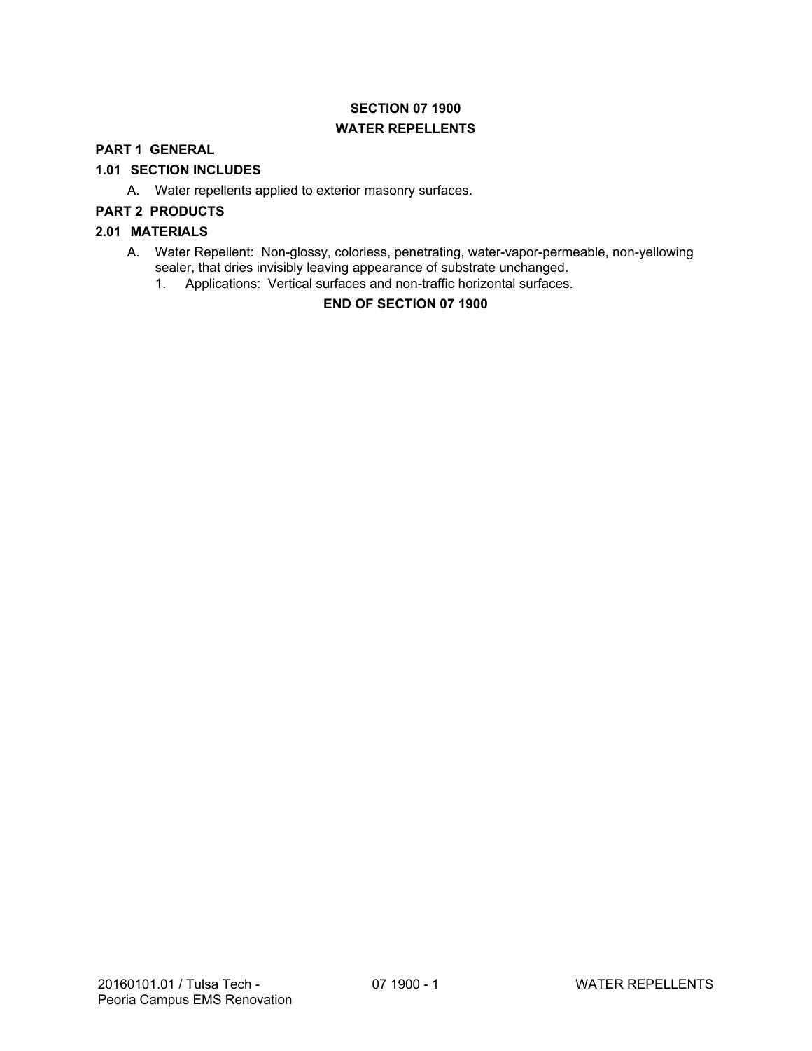# SECTION 07 1900

# WATER REPELLENTS

## PART 1 GENERAL

### 1.01 SECTION INCLUDES

A. Water repellents applied to exterior masonry surfaces.

## PART 2 PRODUCTS

### 2.01 MATERIALS

A. Water Repellent: Non-glossy, colorless, penetrating, water-vapor-permeable, non-yellowing sealer, that dries invisibly leaving appearance of substrate unchanged.

1. Applications: Vertical surfaces and non-traffic horizontal surfaces.

**END OF SECTION 07 1900**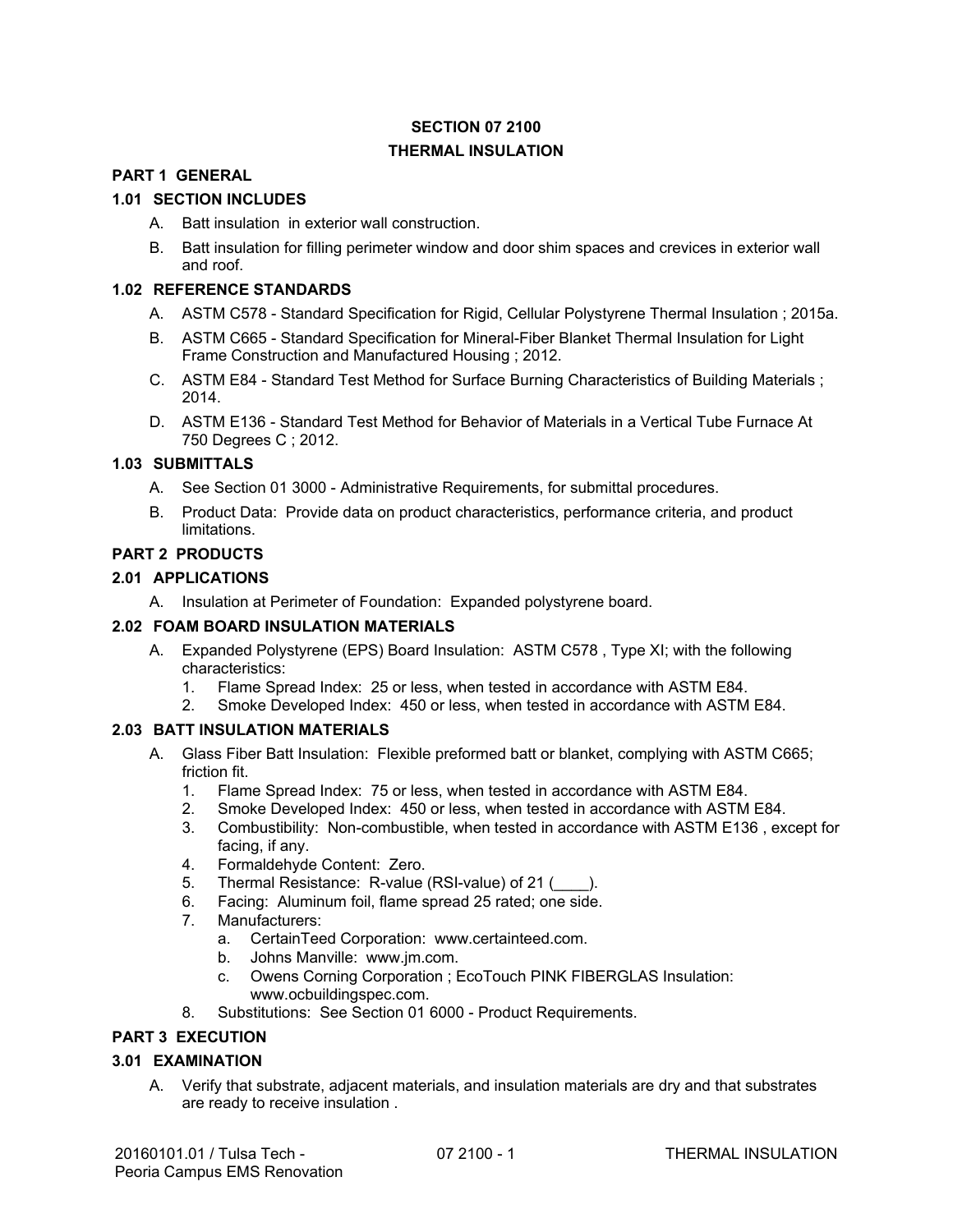# SECTION 07 2100

# THERMAL INSULATION

## PART 1 GENERAL

### 1.01 SECTION INCLUDES

A. Batt insulation in exterior wall construction.

B. Batt insulation for filling perimeter window and door shim spaces and crevices in exterior wall and roof.

### 1.02 REFERENCE STANDARDS

A. ASTM C578 - Standard Specification for Rigid, Cellular Polystyrene Thermal Insulation ; 2015a.

B. ASTM C665 - Standard Specification for Mineral-Fiber Blanket Thermal Insulation for Light Frame Construction and Manufactured Housing ; 2012.

C. ASTM E84 - Standard Test Method for Surface Burning Characteristics of Building Materials ; 2014.

D. ASTM E136 - Standard Test Method for Behavior of Materials in a Vertical Tube Furnace At 750 Degrees C ; 2012.

### 1.03 SUBMITTALS

A. See Section 01 3000 - Administrative Requirements, for submittal procedures.

B. Product Data: Provide data on product characteristics, performance criteria, and product limitations.

## PART 2 PRODUCTS

### 2.01 APPLICATIONS

A. Insulation at Perimeter of Foundation: Expanded polystyrene board.

### 2.02 FOAM BOARD INSULATION MATERIALS

A. Expanded Polystyrene (EPS) Board Insulation: ASTM C578 , Type XI; with the following characteristics:
   1. Flame Spread Index: 25 or less, when tested in accordance with ASTM E84.
   2. Smoke Developed Index: 450 or less, when tested in accordance with ASTM E84.

### 2.03 BATT INSULATION MATERIALS

A. Glass Fiber Batt Insulation: Flexible preformed batt or blanket, complying with ASTM C665; friction fit.
   1. Flame Spread Index: 75 or less, when tested in accordance with ASTM E84.
   2. Smoke Developed Index: 450 or less, when tested in accordance with ASTM E84.
   3. Combustibility: Non-combustible, when tested in accordance with ASTM E136 , except for facing, if any.
   4. Formaldehyde Content: Zero.
   5. Thermal Resistance: R-value (RSI-value) of 21 (____).
   6. Facing: Aluminum foil, flame spread 25 rated; one side.
   7. Manufacturers:
      a. CertainTeed Corporation: www.certainteed.com.
      b. Johns Manville: www.jm.com.
      c. Owens Corning Corporation ; EcoTouch PINK FIBERGLAS Insulation: www.ocbuildingspec.com.
   8. Substitutions: See Section 01 6000 - Product Requirements.

## PART 3 EXECUTION

### 3.01 EXAMINATION

A. Verify that substrate, adjacent materials, and insulation materials are dry and that substrates are ready to receive insulation .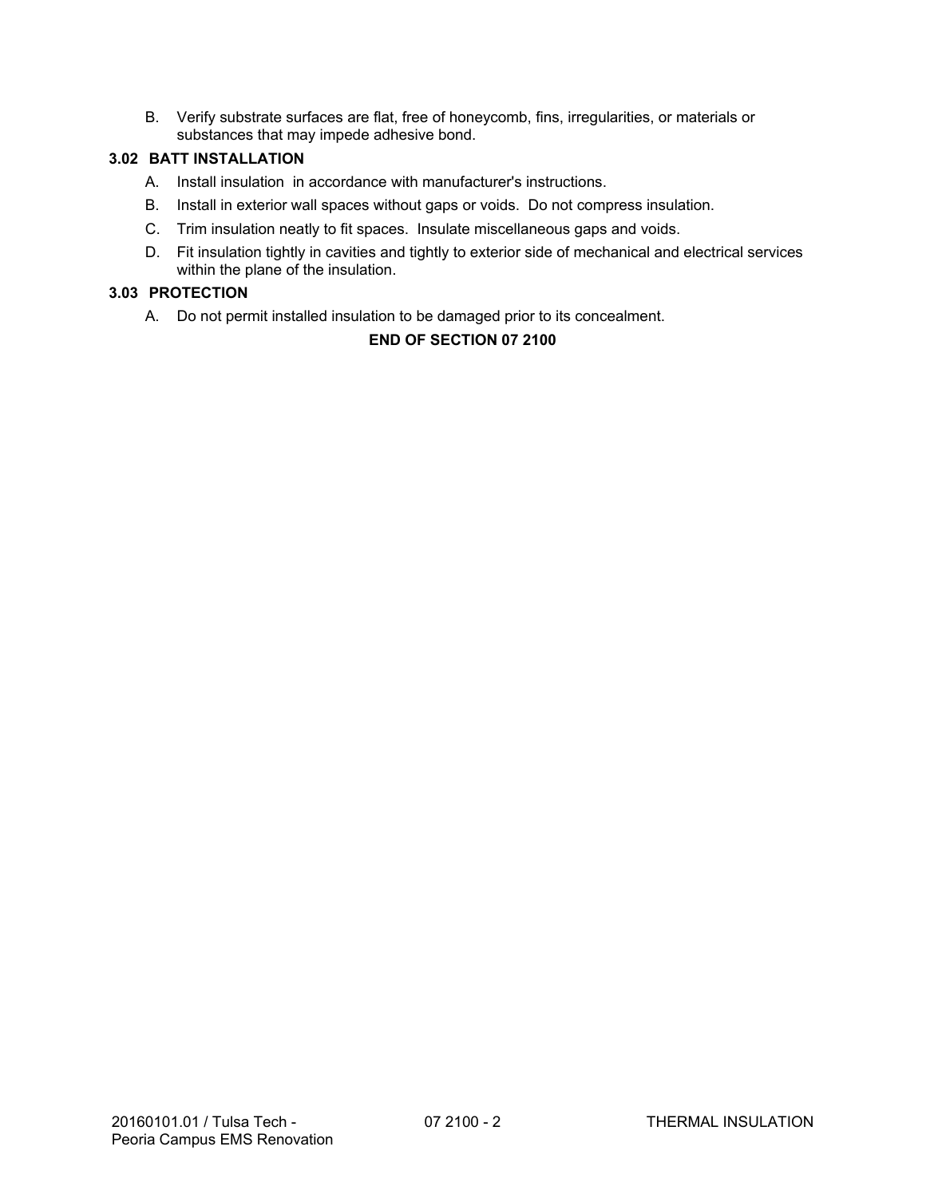B. Verify substrate surfaces are flat, free of honeycomb, fins, irregularities, or materials or substances that may impede adhesive bond.

### 3.02 BATT INSTALLATION

A. Install insulation in accordance with manufacturer's instructions.

B. Install in exterior wall spaces without gaps or voids. Do not compress insulation.

C. Trim insulation neatly to fit spaces. Insulate miscellaneous gaps and voids.

D. Fit insulation tightly in cavities and tightly to exterior side of mechanical and electrical services within the plane of the insulation.

### 3.03 PROTECTION

A. Do not permit installed insulation to be damaged prior to its concealment.

**END OF SECTION 07 2100**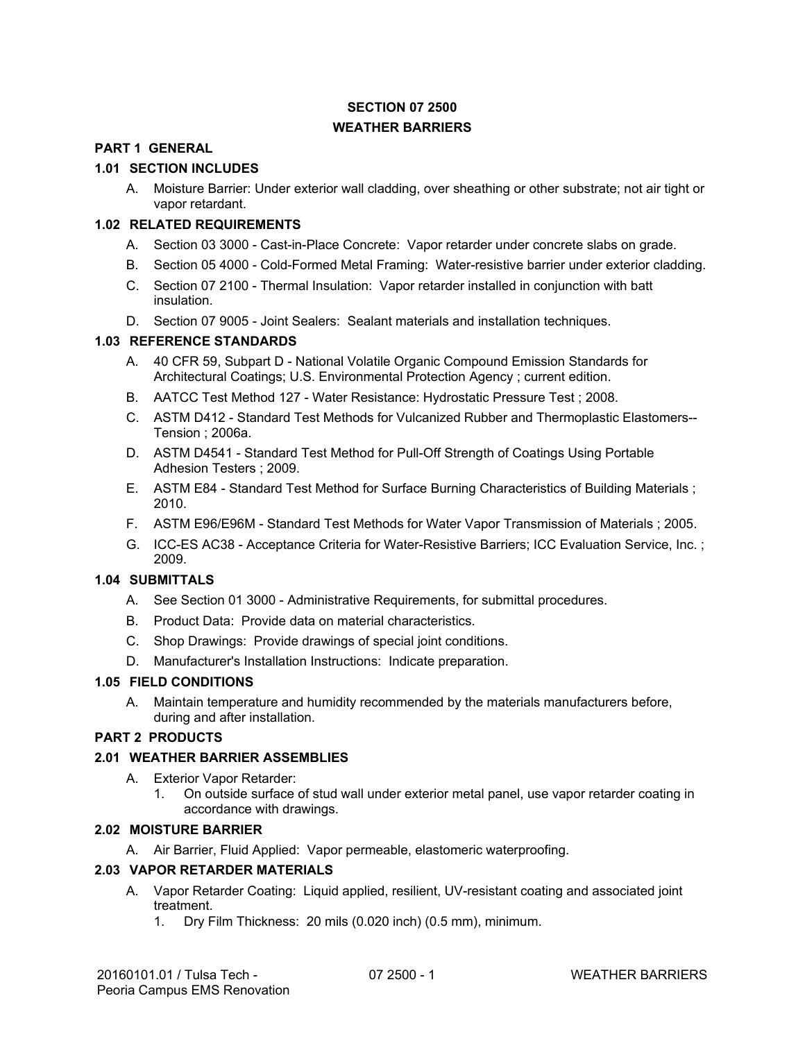# SECTION 07 2500
# WEATHER BARRIERS

## PART 1 GENERAL

### 1.01 SECTION INCLUDES

A. Moisture Barrier: Under exterior wall cladding, over sheathing or other substrate; not air tight or vapor retardant.

### 1.02 RELATED REQUIREMENTS

A. Section 03 3000 - Cast-in-Place Concrete: Vapor retarder under concrete slabs on grade.

B. Section 05 4000 - Cold-Formed Metal Framing: Water-resistive barrier under exterior cladding.

C. Section 07 2100 - Thermal Insulation: Vapor retarder installed in conjunction with batt insulation.

D. Section 07 9005 - Joint Sealers: Sealant materials and installation techniques.

### 1.03 REFERENCE STANDARDS

A. 40 CFR 59, Subpart D - National Volatile Organic Compound Emission Standards for Architectural Coatings; U.S. Environmental Protection Agency ; current edition.

B. AATCC Test Method 127 - Water Resistance: Hydrostatic Pressure Test ; 2008.

C. ASTM D412 - Standard Test Methods for Vulcanized Rubber and Thermoplastic Elastomers--Tension ; 2006a.

D. ASTM D4541 - Standard Test Method for Pull-Off Strength of Coatings Using Portable Adhesion Testers ; 2009.

E. ASTM E84 - Standard Test Method for Surface Burning Characteristics of Building Materials ; 2010.

F. ASTM E96/E96M - Standard Test Methods for Water Vapor Transmission of Materials ; 2005.

G. ICC-ES AC38 - Acceptance Criteria for Water-Resistive Barriers; ICC Evaluation Service, Inc. ; 2009.

### 1.04 SUBMITTALS

A. See Section 01 3000 - Administrative Requirements, for submittal procedures.

B. Product Data: Provide data on material characteristics.

C. Shop Drawings: Provide drawings of special joint conditions.

D. Manufacturer's Installation Instructions: Indicate preparation.

### 1.05 FIELD CONDITIONS

A. Maintain temperature and humidity recommended by the materials manufacturers before, during and after installation.

## PART 2 PRODUCTS

### 2.01 WEATHER BARRIER ASSEMBLIES

A. Exterior Vapor Retarder:
   1. On outside surface of stud wall under exterior metal panel, use vapor retarder coating in accordance with drawings.

### 2.02 MOISTURE BARRIER

A. Air Barrier, Fluid Applied: Vapor permeable, elastomeric waterproofing.

### 2.03 VAPOR RETARDER MATERIALS

A. Vapor Retarder Coating: Liquid applied, resilient, UV-resistant coating and associated joint treatment.
   1. Dry Film Thickness: 20 mils (0.020 inch) (0.5 mm), minimum.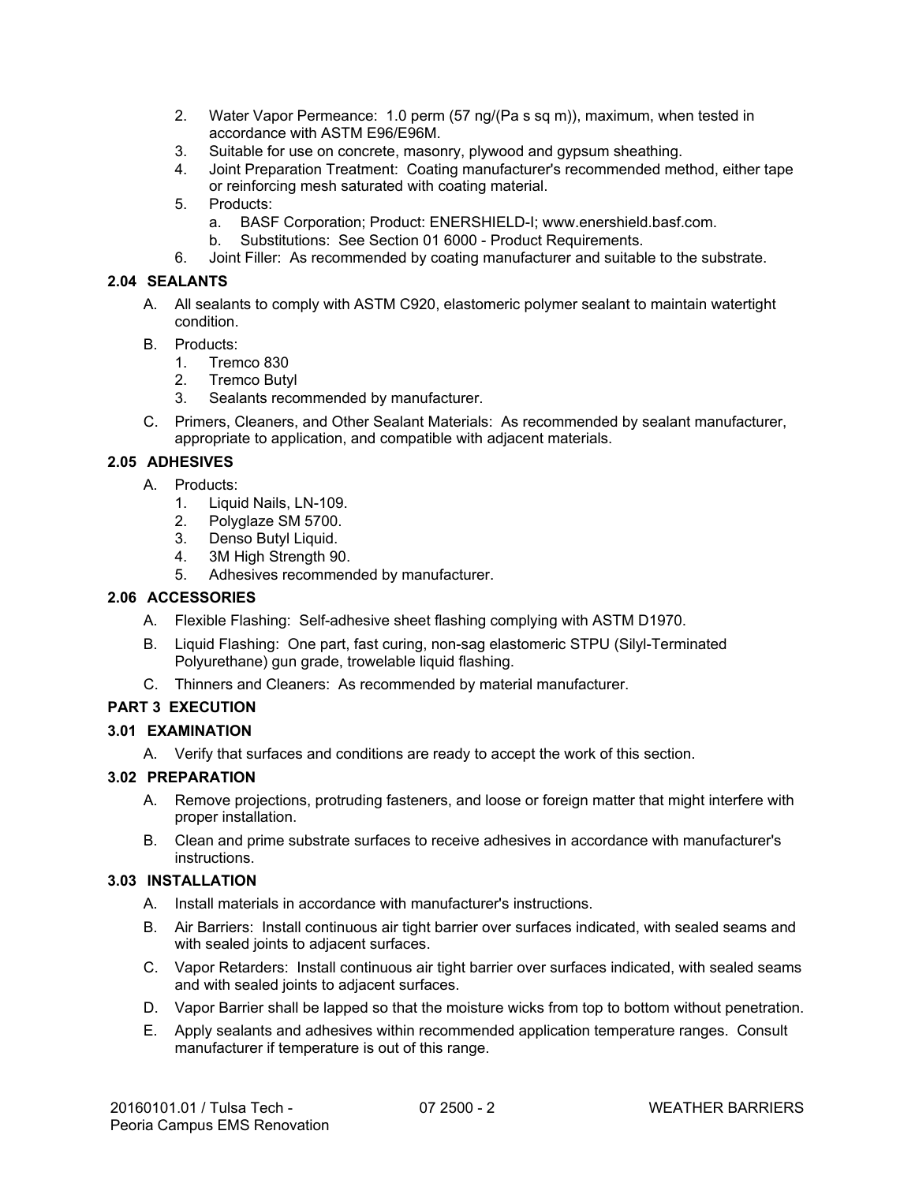2. Water Vapor Permeance: 1.0 perm (57 ng/(Pa s sq m)), maximum, when tested in accordance with ASTM E96/E96M.
3. Suitable for use on concrete, masonry, plywood and gypsum sheathing.
4. Joint Preparation Treatment: Coating manufacturer's recommended method, either tape or reinforcing mesh saturated with coating material.
5. Products:
    a. BASF Corporation; Product: ENERSHIELD-I; www.enershield.basf.com.
    b. Substitutions: See Section 01 6000 - Product Requirements.
6. Joint Filler: As recommended by coating manufacturer and suitable to the substrate.

### 2.04 SEALANTS

A. All sealants to comply with ASTM C920, elastomeric polymer sealant to maintain watertight condition.

B. Products:
    1. Tremco 830
    2. Tremco Butyl
    3. Sealants recommended by manufacturer.

C. Primers, Cleaners, and Other Sealant Materials: As recommended by sealant manufacturer, appropriate to application, and compatible with adjacent materials.

### 2.05 ADHESIVES

A. Products:
    1. Liquid Nails, LN-109.
    2. Polyglaze SM 5700.
    3. Denso Butyl Liquid.
    4. 3M High Strength 90.
    5. Adhesives recommended by manufacturer.

### 2.06 ACCESSORIES

A. Flexible Flashing: Self-adhesive sheet flashing complying with ASTM D1970.

B. Liquid Flashing: One part, fast curing, non-sag elastomeric STPU (Silyl-Terminated Polyurethane) gun grade, trowelable liquid flashing.

C. Thinners and Cleaners: As recommended by material manufacturer.

## PART 3 EXECUTION

### 3.01 EXAMINATION

A. Verify that surfaces and conditions are ready to accept the work of this section.

### 3.02 PREPARATION

A. Remove projections, protruding fasteners, and loose or foreign matter that might interfere with proper installation.

B. Clean and prime substrate surfaces to receive adhesives in accordance with manufacturer's instructions.

### 3.03 INSTALLATION

A. Install materials in accordance with manufacturer's instructions.

B. Air Barriers: Install continuous air tight barrier over surfaces indicated, with sealed seams and with sealed joints to adjacent surfaces.

C. Vapor Retarders: Install continuous air tight barrier over surfaces indicated, with sealed seams and with sealed joints to adjacent surfaces.

D. Vapor Barrier shall be lapped so that the moisture wicks from top to bottom without penetration.

E. Apply sealants and adhesives within recommended application temperature ranges. Consult manufacturer if temperature is out of this range.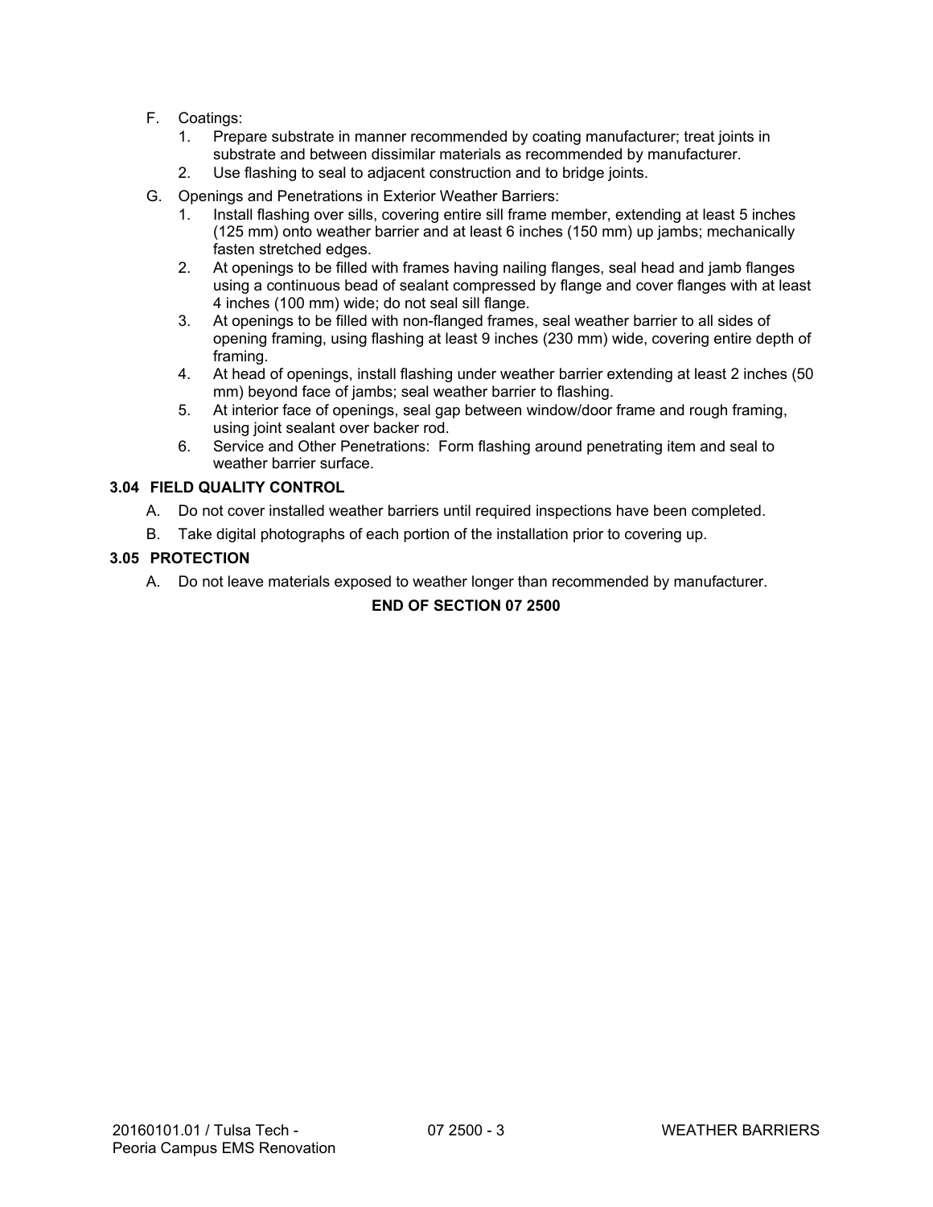F. Coatings:
   1. Prepare substrate in manner recommended by coating manufacturer; treat joints in substrate and between dissimilar materials as recommended by manufacturer.
   2. Use flashing to seal to adjacent construction and to bridge joints.

G. Openings and Penetrations in Exterior Weather Barriers:
   1. Install flashing over sills, covering entire sill frame member, extending at least 5 inches (125 mm) onto weather barrier and at least 6 inches (150 mm) up jambs; mechanically fasten stretched edges.
   2. At openings to be filled with frames having nailing flanges, seal head and jamb flanges using a continuous bead of sealant compressed by flange and cover flanges with at least 4 inches (100 mm) wide; do not seal sill flange.
   3. At openings to be filled with non-flanged frames, seal weather barrier to all sides of opening framing, using flashing at least 9 inches (230 mm) wide, covering entire depth of framing.
   4. At head of openings, install flashing under weather barrier extending at least 2 inches (50 mm) beyond face of jambs; seal weather barrier to flashing.
   5. At interior face of openings, seal gap between window/door frame and rough framing, using joint sealant over backer rod.
   6. Service and Other Penetrations: Form flashing around penetrating item and seal to weather barrier surface.

### 3.04 FIELD QUALITY CONTROL

A. Do not cover installed weather barriers until required inspections have been completed.

B. Take digital photographs of each portion of the installation prior to covering up.

### 3.05 PROTECTION

A. Do not leave materials exposed to weather longer than recommended by manufacturer.

**END OF SECTION 07 2500**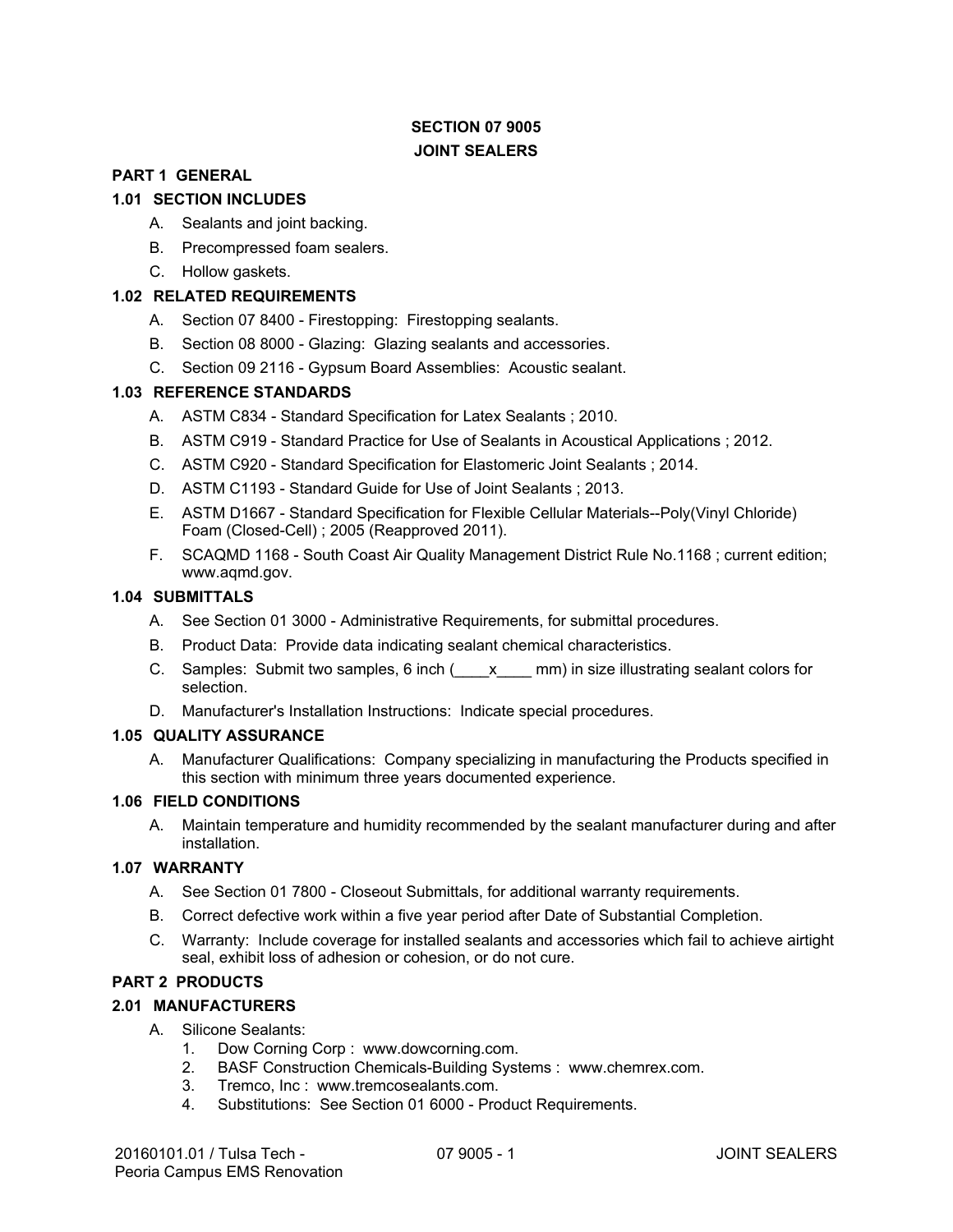# SECTION 07 9005
# JOINT SEALERS

## PART 1 GENERAL

### 1.01 SECTION INCLUDES

A. Sealants and joint backing.

B. Precompressed foam sealers.

C. Hollow gaskets.

### 1.02 RELATED REQUIREMENTS

A. Section 07 8400 - Firestopping: Firestopping sealants.

B. Section 08 8000 - Glazing: Glazing sealants and accessories.

C. Section 09 2116 - Gypsum Board Assemblies: Acoustic sealant.

### 1.03 REFERENCE STANDARDS

A. ASTM C834 - Standard Specification for Latex Sealants ; 2010.

B. ASTM C919 - Standard Practice for Use of Sealants in Acoustical Applications ; 2012.

C. ASTM C920 - Standard Specification for Elastomeric Joint Sealants ; 2014.

D. ASTM C1193 - Standard Guide for Use of Joint Sealants ; 2013.

E. ASTM D1667 - Standard Specification for Flexible Cellular Materials--Poly(Vinyl Chloride) Foam (Closed-Cell) ; 2005 (Reapproved 2011).

F. SCAQMD 1168 - South Coast Air Quality Management District Rule No.1168 ; current edition; www.aqmd.gov.

### 1.04 SUBMITTALS

A. See Section 01 3000 - Administrative Requirements, for submittal procedures.

B. Product Data: Provide data indicating sealant chemical characteristics.

C. Samples: Submit two samples, 6 inch (____x____ mm) in size illustrating sealant colors for selection.

D. Manufacturer's Installation Instructions: Indicate special procedures.

### 1.05 QUALITY ASSURANCE

A. Manufacturer Qualifications: Company specializing in manufacturing the Products specified in this section with minimum three years documented experience.

### 1.06 FIELD CONDITIONS

A. Maintain temperature and humidity recommended by the sealant manufacturer during and after installation.

### 1.07 WARRANTY

A. See Section 01 7800 - Closeout Submittals, for additional warranty requirements.

B. Correct defective work within a five year period after Date of Substantial Completion.

C. Warranty: Include coverage for installed sealants and accessories which fail to achieve airtight seal, exhibit loss of adhesion or cohesion, or do not cure.

## PART 2 PRODUCTS

### 2.01 MANUFACTURERS

A. Silicone Sealants:
   1. Dow Corning Corp : www.dowcorning.com.
   2. BASF Construction Chemicals-Building Systems : www.chemrex.com.
   3. Tremco, Inc : www.tremcosealants.com.
   4. Substitutions: See Section 01 6000 - Product Requirements.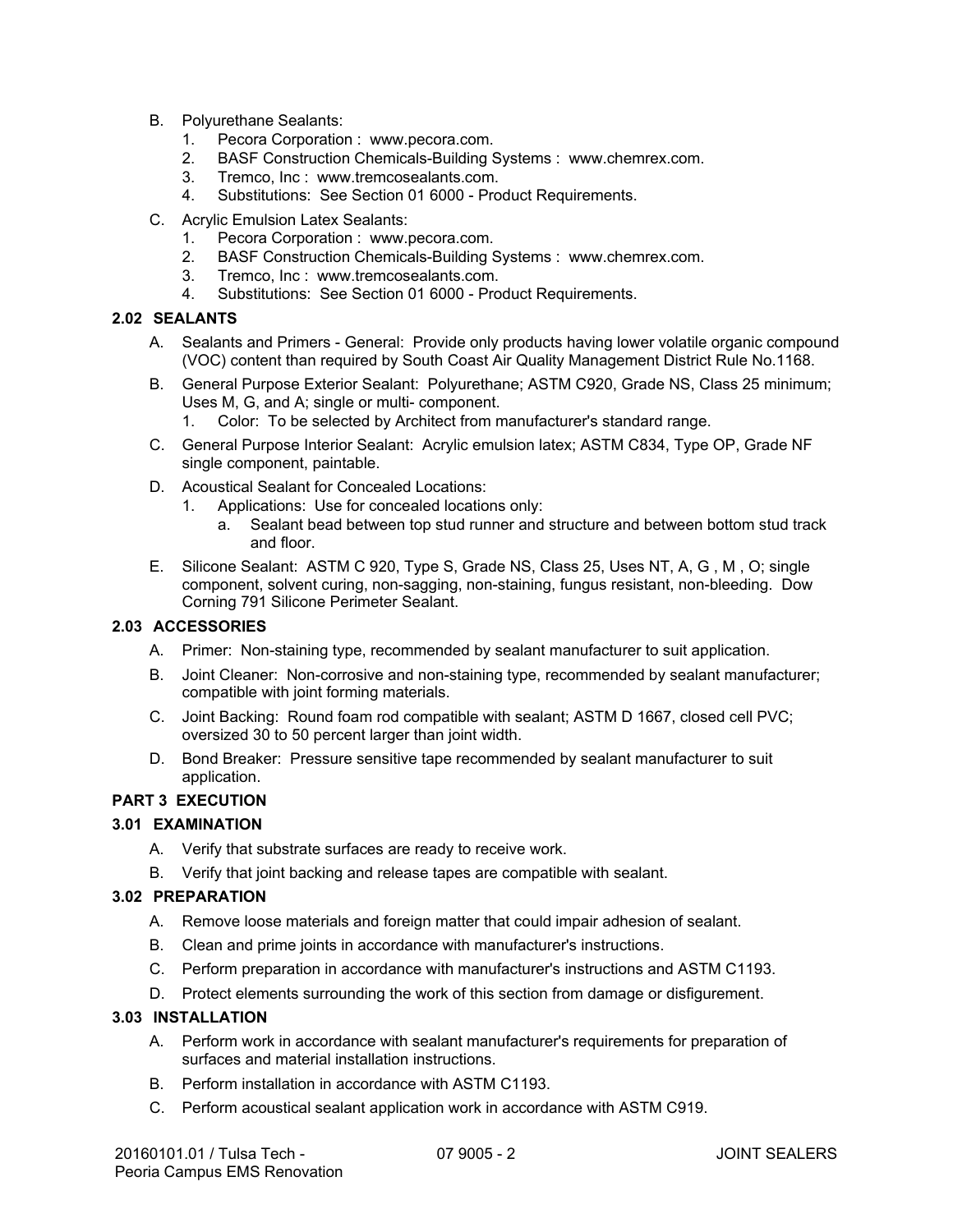B. Polyurethane Sealants:
   1. Pecora Corporation : www.pecora.com.
   2. BASF Construction Chemicals-Building Systems : www.chemrex.com.
   3. Tremco, Inc : www.tremcosealants.com.
   4. Substitutions: See Section 01 6000 - Product Requirements.

C. Acrylic Emulsion Latex Sealants:
   1. Pecora Corporation : www.pecora.com.
   2. BASF Construction Chemicals-Building Systems : www.chemrex.com.
   3. Tremco, Inc : www.tremcosealants.com.
   4. Substitutions: See Section 01 6000 - Product Requirements.

### 2.02 SEALANTS

A. Sealants and Primers - General: Provide only products having lower volatile organic compound (VOC) content than required by South Coast Air Quality Management District Rule No.1168.

B. General Purpose Exterior Sealant: Polyurethane; ASTM C920, Grade NS, Class 25 minimum; Uses M, G, and A; single or multi- component.
   1. Color: To be selected by Architect from manufacturer's standard range.

C. General Purpose Interior Sealant: Acrylic emulsion latex; ASTM C834, Type OP, Grade NF single component, paintable.

D. Acoustical Sealant for Concealed Locations:
   1. Applications: Use for concealed locations only:
      a. Sealant bead between top stud runner and structure and between bottom stud track and floor.

E. Silicone Sealant: ASTM C 920, Type S, Grade NS, Class 25, Uses NT, A, G , M , O; single component, solvent curing, non-sagging, non-staining, fungus resistant, non-bleeding. Dow Corning 791 Silicone Perimeter Sealant.

### 2.03 ACCESSORIES

A. Primer: Non-staining type, recommended by sealant manufacturer to suit application.

B. Joint Cleaner: Non-corrosive and non-staining type, recommended by sealant manufacturer; compatible with joint forming materials.

C. Joint Backing: Round foam rod compatible with sealant; ASTM D 1667, closed cell PVC; oversized 30 to 50 percent larger than joint width.

D. Bond Breaker: Pressure sensitive tape recommended by sealant manufacturer to suit application.

## PART 3 EXECUTION

### 3.01 EXAMINATION

A. Verify that substrate surfaces are ready to receive work.

B. Verify that joint backing and release tapes are compatible with sealant.

### 3.02 PREPARATION

A. Remove loose materials and foreign matter that could impair adhesion of sealant.

B. Clean and prime joints in accordance with manufacturer's instructions.

C. Perform preparation in accordance with manufacturer's instructions and ASTM C1193.

D. Protect elements surrounding the work of this section from damage or disfigurement.

### 3.03 INSTALLATION

A. Perform work in accordance with sealant manufacturer's requirements for preparation of surfaces and material installation instructions.

B. Perform installation in accordance with ASTM C1193.

C. Perform acoustical sealant application work in accordance with ASTM C919.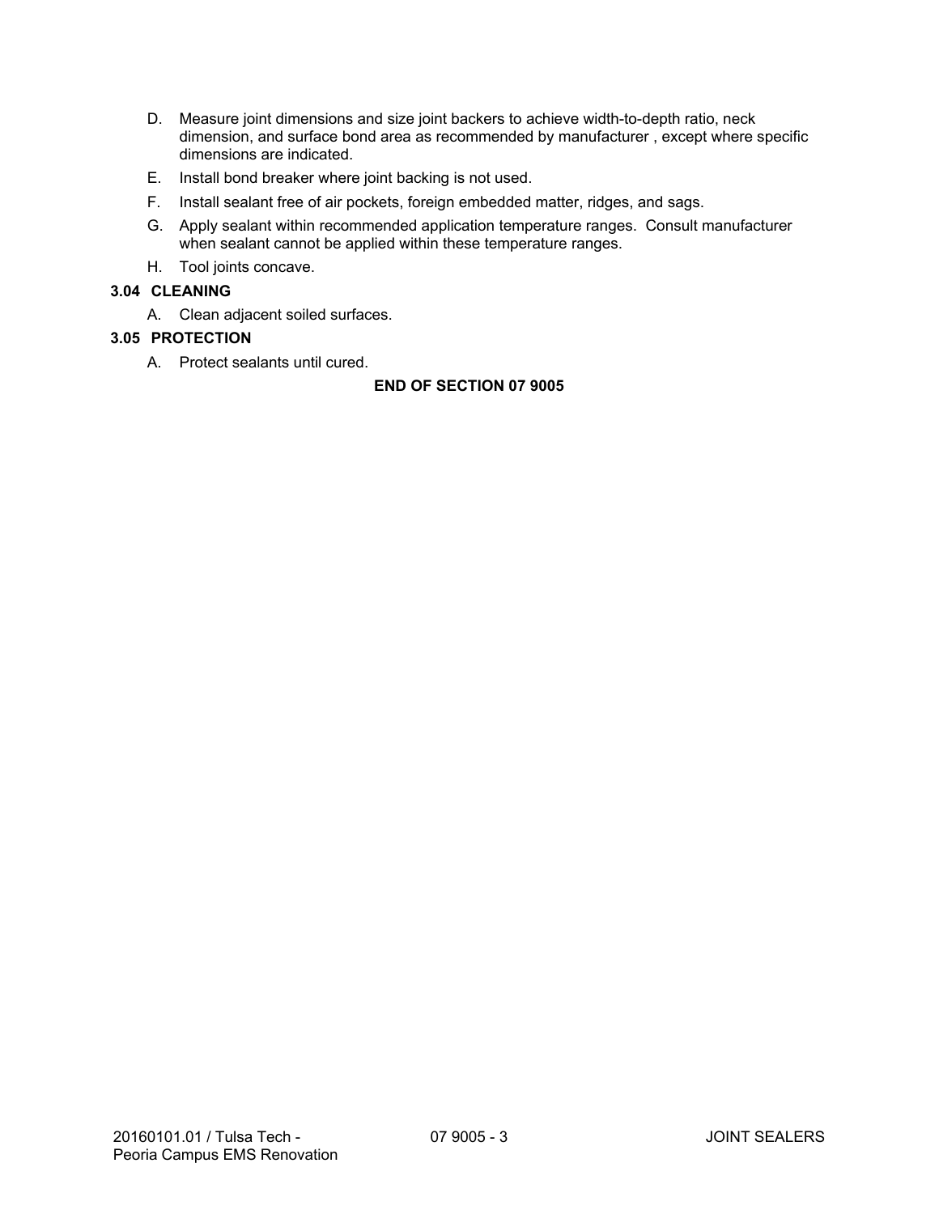D. Measure joint dimensions and size joint backers to achieve width-to-depth ratio, neck dimension, and surface bond area as recommended by manufacturer , except where specific dimensions are indicated.

E. Install bond breaker where joint backing is not used.

F. Install sealant free of air pockets, foreign embedded matter, ridges, and sags.

G. Apply sealant within recommended application temperature ranges. Consult manufacturer when sealant cannot be applied within these temperature ranges.

H. Tool joints concave.

### 3.04 CLEANING

A. Clean adjacent soiled surfaces.

### 3.05 PROTECTION

A. Protect sealants until cured.

**END OF SECTION 07 9005**